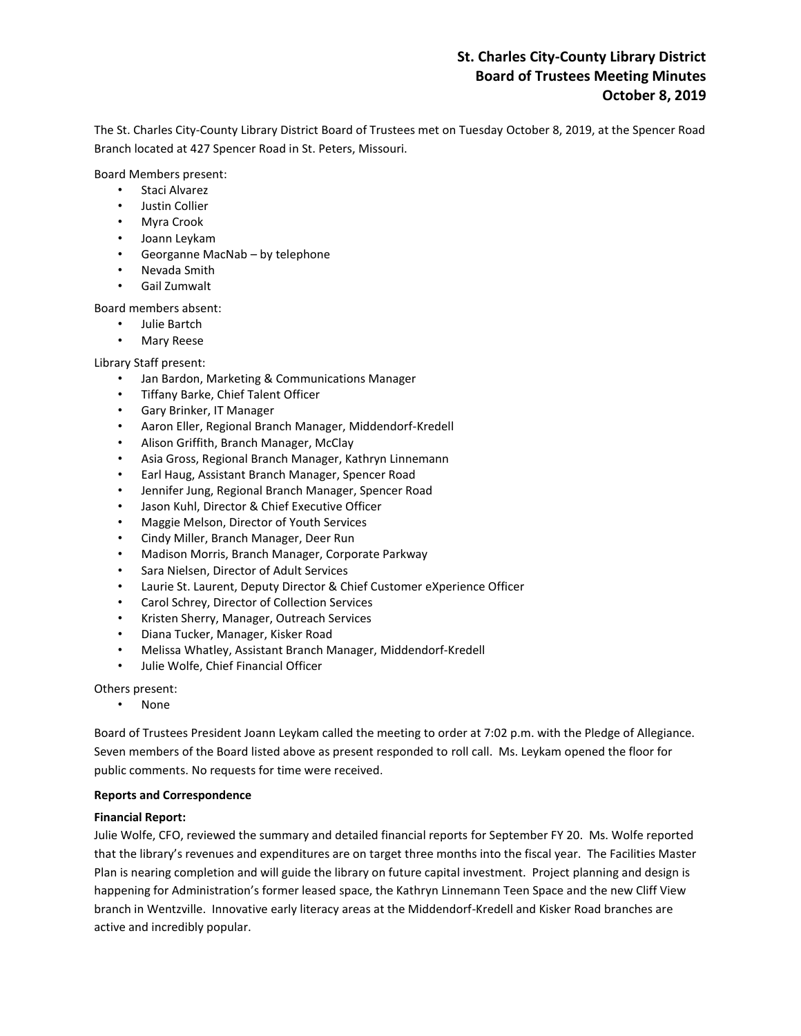# St. Charles City-County Library District
## Board of Trustees Meeting Minutes
## October 8, 2019

The St. Charles City-County Library District Board of Trustees met on Tuesday October 8, 2019, at the Spencer Road Branch located at 427 Spencer Road in St. Peters, Missouri.

Board Members present:

- Staci Alvarez
- Justin Collier
- Myra Crook
- Joann Leykam
- Georganne MacNab – by telephone
- Nevada Smith
- Gail Zumwalt

Board members absent:

- Julie Bartch
- Mary Reese

Library Staff present:

- Jan Bardon, Marketing & Communications Manager
- Tiffany Barke, Chief Talent Officer
- Gary Brinker, IT Manager
- Aaron Eller, Regional Branch Manager, Middendorf-Kredell
- Alison Griffith, Branch Manager, McClay
- Asia Gross, Regional Branch Manager, Kathryn Linnemann
- Earl Haug, Assistant Branch Manager, Spencer Road
- Jennifer Jung, Regional Branch Manager, Spencer Road
- Jason Kuhl, Director & Chief Executive Officer
- Maggie Melson, Director of Youth Services
- Cindy Miller, Branch Manager, Deer Run
- Madison Morris, Branch Manager, Corporate Parkway
- Sara Nielsen, Director of Adult Services
- Laurie St. Laurent, Deputy Director & Chief Customer eXperience Officer
- Carol Schrey, Director of Collection Services
- Kristen Sherry, Manager, Outreach Services
- Diana Tucker, Manager, Kisker Road
- Melissa Whatley, Assistant Branch Manager, Middendorf-Kredell
- Julie Wolfe, Chief Financial Officer

Others present:

- None

Board of Trustees President Joann Leykam called the meeting to order at 7:02 p.m. with the Pledge of Allegiance. Seven members of the Board listed above as present responded to roll call. Ms. Leykam opened the floor for public comments. No requests for time were received.

**Reports and Correspondence**

**Financial Report:**

Julie Wolfe, CFO, reviewed the summary and detailed financial reports for September FY 20. Ms. Wolfe reported that the library's revenues and expenditures are on target three months into the fiscal year. The Facilities Master Plan is nearing completion and will guide the library on future capital investment. Project planning and design is happening for Administration's former leased space, the Kathryn Linnemann Teen Space and the new Cliff View branch in Wentzville. Innovative early literacy areas at the Middendorf-Kredell and Kisker Road branches are active and incredibly popular.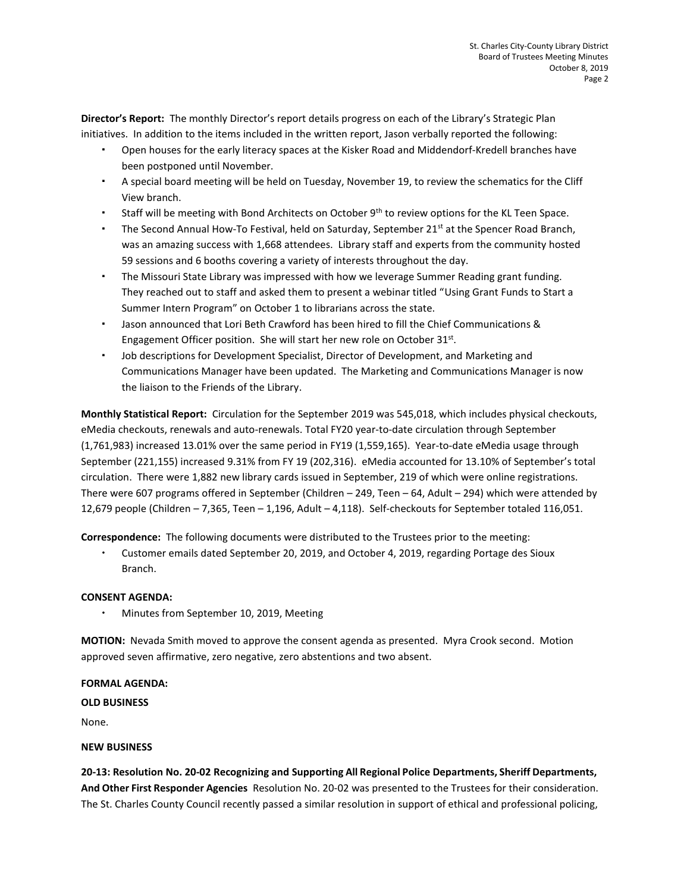**Director's Report:** The monthly Director's report details progress on each of the Library's Strategic Plan initiatives. In addition to the items included in the written report, Jason verbally reported the following:

- Open houses for the early literacy spaces at the Kisker Road and Middendorf-Kredell branches have been postponed until November.
- A special board meeting will be held on Tuesday, November 19, to review the schematics for the Cliff View branch.
- Staff will be meeting with Bond Architects on October 9th to review options for the KL Teen Space.
- The Second Annual How-To Festival, held on Saturday, September 21st at the Spencer Road Branch, was an amazing success with 1,668 attendees. Library staff and experts from the community hosted 59 sessions and 6 booths covering a variety of interests throughout the day.
- The Missouri State Library was impressed with how we leverage Summer Reading grant funding. They reached out to staff and asked them to present a webinar titled "Using Grant Funds to Start a Summer Intern Program" on October 1 to librarians across the state.
- Jason announced that Lori Beth Crawford has been hired to fill the Chief Communications & Engagement Officer position. She will start her new role on October 31st.
- Job descriptions for Development Specialist, Director of Development, and Marketing and Communications Manager have been updated. The Marketing and Communications Manager is now the liaison to the Friends of the Library.

**Monthly Statistical Report:** Circulation for the September 2019 was 545,018, which includes physical checkouts, eMedia checkouts, renewals and auto-renewals. Total FY20 year-to-date circulation through September (1,761,983) increased 13.01% over the same period in FY19 (1,559,165). Year-to-date eMedia usage through September (221,155) increased 9.31% from FY 19 (202,316). eMedia accounted for 13.10% of September's total circulation. There were 1,882 new library cards issued in September, 219 of which were online registrations. There were 607 programs offered in September (Children – 249, Teen – 64, Adult – 294) which were attended by 12,679 people (Children – 7,365, Teen – 1,196, Adult – 4,118). Self-checkouts for September totaled 116,051.

**Correspondence:** The following documents were distributed to the Trustees prior to the meeting:

- Customer emails dated September 20, 2019, and October 4, 2019, regarding Portage des Sioux Branch.

**CONSENT AGENDA:**

- Minutes from September 10, 2019, Meeting

**MOTION:** Nevada Smith moved to approve the consent agenda as presented. Myra Crook second. Motion approved seven affirmative, zero negative, zero abstentions and two absent.

**FORMAL AGENDA:**

**OLD BUSINESS**

None.

**NEW BUSINESS**

**20-13: Resolution No. 20-02 Recognizing and Supporting All Regional Police Departments, Sheriff Departments, And Other First Responder Agencies** Resolution No. 20-02 was presented to the Trustees for their consideration. The St. Charles County Council recently passed a similar resolution in support of ethical and professional policing,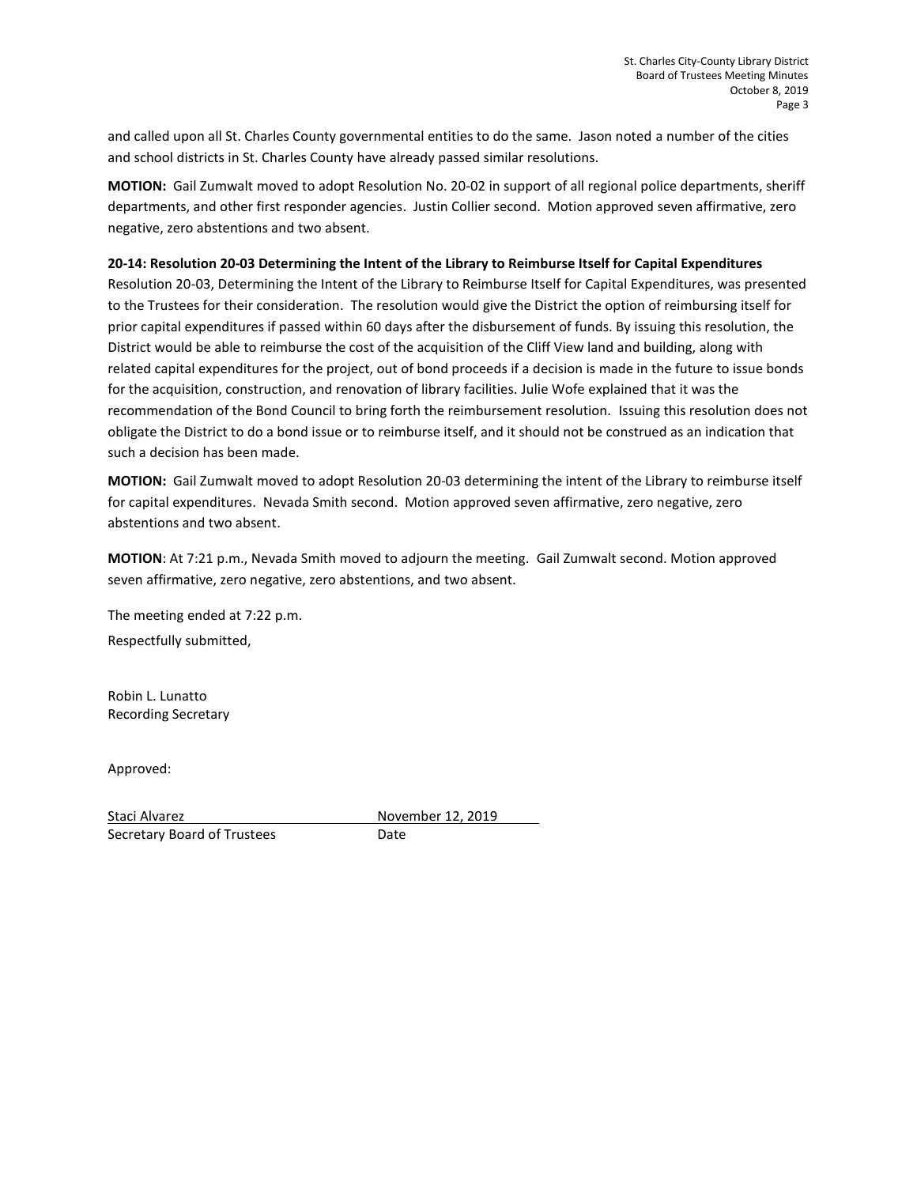and called upon all St. Charles County governmental entities to do the same. Jason noted a number of the cities and school districts in St. Charles County have already passed similar resolutions.

**MOTION:** Gail Zumwalt moved to adopt Resolution No. 20-02 in support of all regional police departments, sheriff departments, and other first responder agencies. Justin Collier second. Motion approved seven affirmative, zero negative, zero abstentions and two absent.

**20-14: Resolution 20-03 Determining the Intent of the Library to Reimburse Itself for Capital Expenditures**

Resolution 20-03, Determining the Intent of the Library to Reimburse Itself for Capital Expenditures, was presented to the Trustees for their consideration. The resolution would give the District the option of reimbursing itself for prior capital expenditures if passed within 60 days after the disbursement of funds. By issuing this resolution, the District would be able to reimburse the cost of the acquisition of the Cliff View land and building, along with related capital expenditures for the project, out of bond proceeds if a decision is made in the future to issue bonds for the acquisition, construction, and renovation of library facilities. Julie Wofe explained that it was the recommendation of the Bond Council to bring forth the reimbursement resolution. Issuing this resolution does not obligate the District to do a bond issue or to reimburse itself, and it should not be construed as an indication that such a decision has been made.

**MOTION:** Gail Zumwalt moved to adopt Resolution 20-03 determining the intent of the Library to reimburse itself for capital expenditures. Nevada Smith second. Motion approved seven affirmative, zero negative, zero abstentions and two absent.

**MOTION**: At 7:21 p.m., Nevada Smith moved to adjourn the meeting. Gail Zumwalt second. Motion approved seven affirmative, zero negative, zero abstentions, and two absent.

The meeting ended at 7:22 p.m.

Respectfully submitted,

Robin L. Lunatto
Recording Secretary

Approved:

| | |
|---|---|
| Staci Alvarez | November 12, 2019 |
| Secretary Board of Trustees | Date |